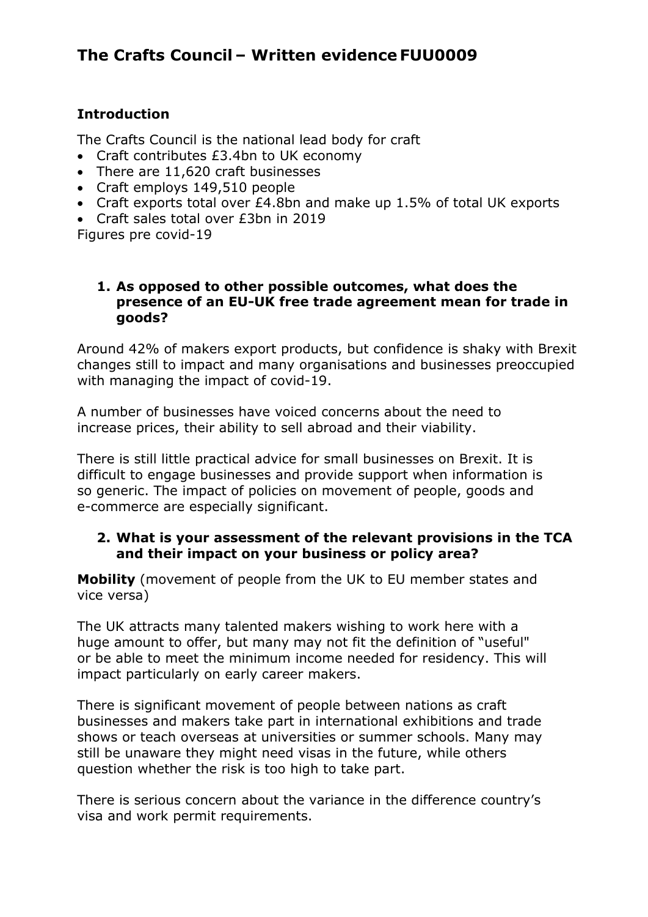# The Crafts Council – Written evidence FUU0009

## Introduction

The Crafts Council is the national lead body for craft

- Craft contributes £3.4bn to UK economy
- There are 11,620 craft businesses
- Craft employs 149,510 people
- Craft exports total over £4.8bn and make up 1.5% of total UK exports
- Craft sales total over £3bn in 2019

Figures pre covid-19

1. **As opposed to other possible outcomes, what does the presence of an EU-UK free trade agreement mean for trade in goods?**

Around 42% of makers export products, but confidence is shaky with Brexit changes still to impact and many organisations and businesses preoccupied with managing the impact of covid-19.

A number of businesses have voiced concerns about the need to increase prices, their ability to sell abroad and their viability.

There is still little practical advice for small businesses on Brexit. It is difficult to engage businesses and provide support when information is so generic. The impact of policies on movement of people, goods and e-commerce are especially significant.

2. **What is your assessment of the relevant provisions in the TCA and their impact on your business or policy area?**

**Mobility** (movement of people from the UK to EU member states and vice versa)

The UK attracts many talented makers wishing to work here with a huge amount to offer, but many may not fit the definition of "useful" or be able to meet the minimum income needed for residency. This will impact particularly on early career makers.

There is significant movement of people between nations as craft businesses and makers take part in international exhibitions and trade shows or teach overseas at universities or summer schools. Many may still be unaware they might need visas in the future, while others question whether the risk is too high to take part.

There is serious concern about the variance in the difference country's visa and work permit requirements.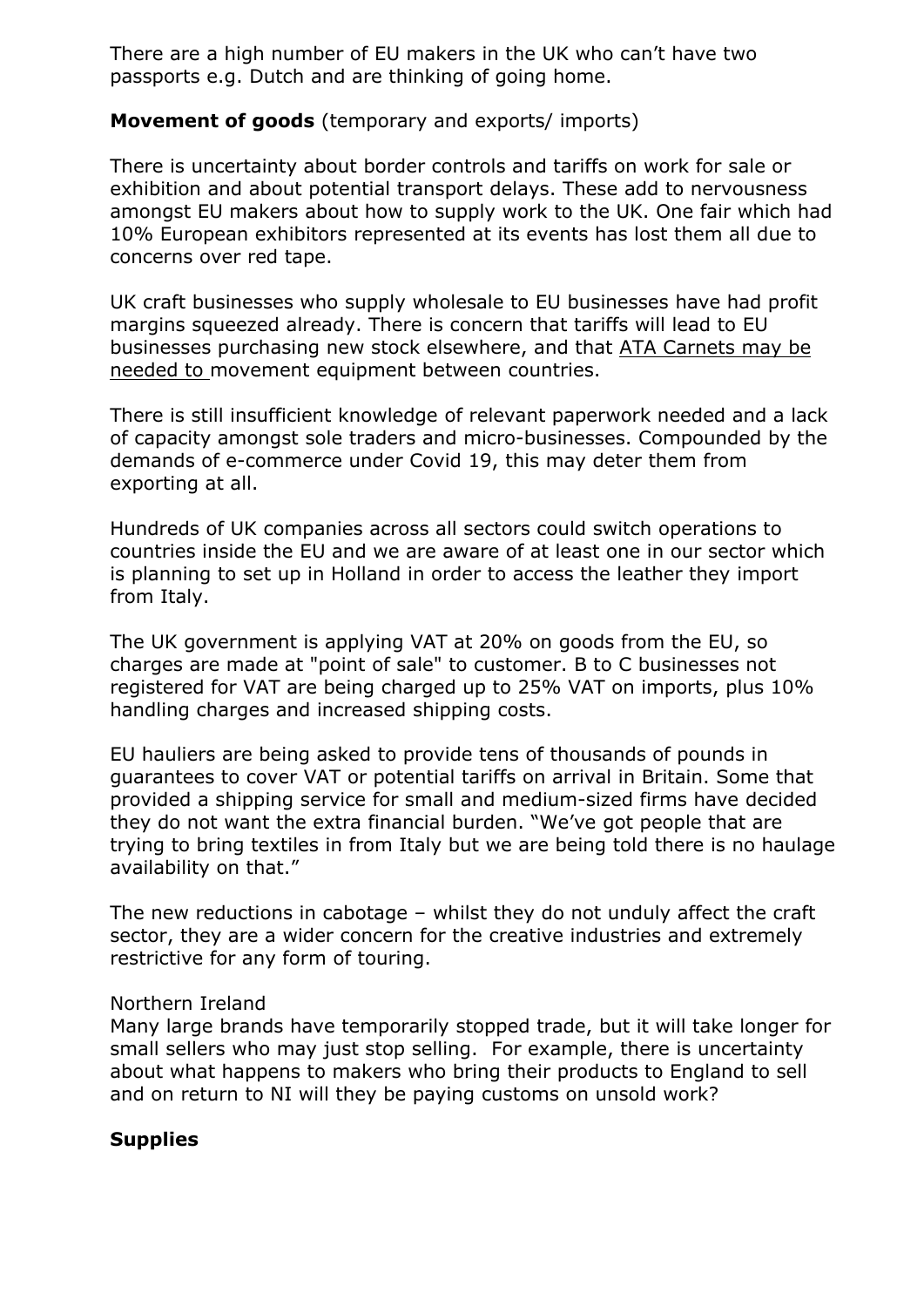There are a high number of EU makers in the UK who can't have two passports e.g. Dutch and are thinking of going home.

**Movement of goods** (temporary and exports/ imports)

There is uncertainty about border controls and tariffs on work for sale or exhibition and about potential transport delays. These add to nervousness amongst EU makers about how to supply work to the UK. One fair which had 10% European exhibitors represented at its events has lost them all due to concerns over red tape.

UK craft businesses who supply wholesale to EU businesses have had profit margins squeezed already. There is concern that tariffs will lead to EU businesses purchasing new stock elsewhere, and that ATA Carnets may be needed to movement equipment between countries.

There is still insufficient knowledge of relevant paperwork needed and a lack of capacity amongst sole traders and micro-businesses. Compounded by the demands of e-commerce under Covid 19, this may deter them from exporting at all.

Hundreds of UK companies across all sectors could switch operations to countries inside the EU and we are aware of at least one in our sector which is planning to set up in Holland in order to access the leather they import from Italy.

The UK government is applying VAT at 20% on goods from the EU, so charges are made at "point of sale" to customer. B to C businesses not registered for VAT are being charged up to 25% VAT on imports, plus 10% handling charges and increased shipping costs.

EU hauliers are being asked to provide tens of thousands of pounds in guarantees to cover VAT or potential tariffs on arrival in Britain. Some that provided a shipping service for small and medium-sized firms have decided they do not want the extra financial burden. "We've got people that are trying to bring textiles in from Italy but we are being told there is no haulage availability on that."

The new reductions in cabotage – whilst they do not unduly affect the craft sector, they are a wider concern for the creative industries and extremely restrictive for any form of touring.

Northern Ireland

Many large brands have temporarily stopped trade, but it will take longer for small sellers who may just stop selling. For example, there is uncertainty about what happens to makers who bring their products to England to sell and on return to NI will they be paying customs on unsold work?

**Supplies**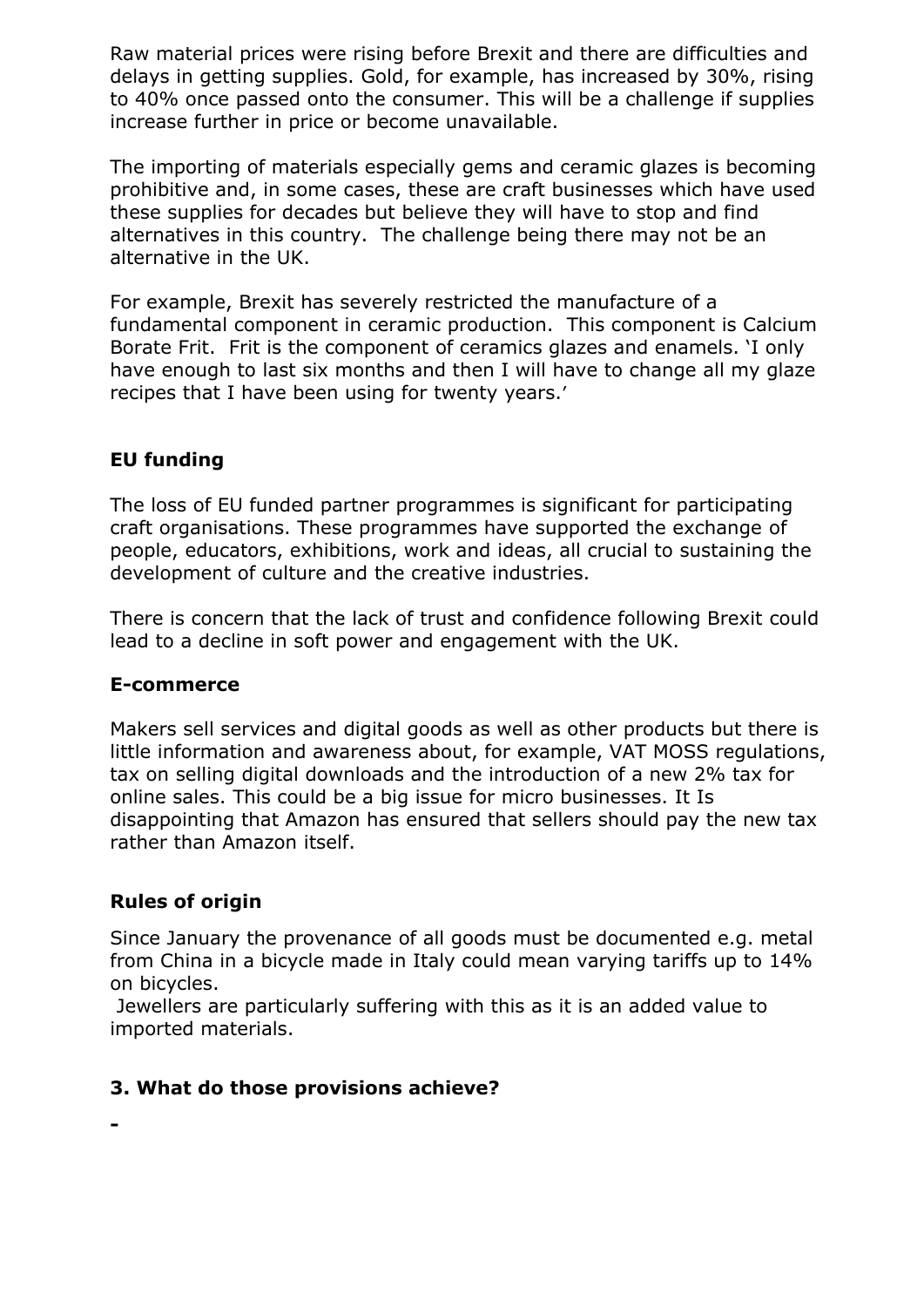Raw material prices were rising before Brexit and there are difficulties and delays in getting supplies. Gold, for example, has increased by 30%, rising to 40% once passed onto the consumer. This will be a challenge if supplies increase further in price or become unavailable.

The importing of materials especially gems and ceramic glazes is becoming prohibitive and, in some cases, these are craft businesses which have used these supplies for decades but believe they will have to stop and find alternatives in this country. The challenge being there may not be an alternative in the UK.

For example, Brexit has severely restricted the manufacture of a fundamental component in ceramic production. This component is Calcium Borate Frit. Frit is the component of ceramics glazes and enamels. 'I only have enough to last six months and then I will have to change all my glaze recipes that I have been using for twenty years.'

**EU funding**

The loss of EU funded partner programmes is significant for participating craft organisations. These programmes have supported the exchange of people, educators, exhibitions, work and ideas, all crucial to sustaining the development of culture and the creative industries.

There is concern that the lack of trust and confidence following Brexit could lead to a decline in soft power and engagement with the UK.

**E-commerce**

Makers sell services and digital goods as well as other products but there is little information and awareness about, for example, VAT MOSS regulations, tax on selling digital downloads and the introduction of a new 2% tax for online sales. This could be a big issue for micro businesses. It Is disappointing that Amazon has ensured that sellers should pay the new tax rather than Amazon itself.

**Rules of origin**

Since January the provenance of all goods must be documented e.g. metal from China in a bicycle made in Italy could mean varying tariffs up to 14% on bicycles.

Jewellers are particularly suffering with this as it is an added value to imported materials.

**3. What do those provisions achieve?**

**-**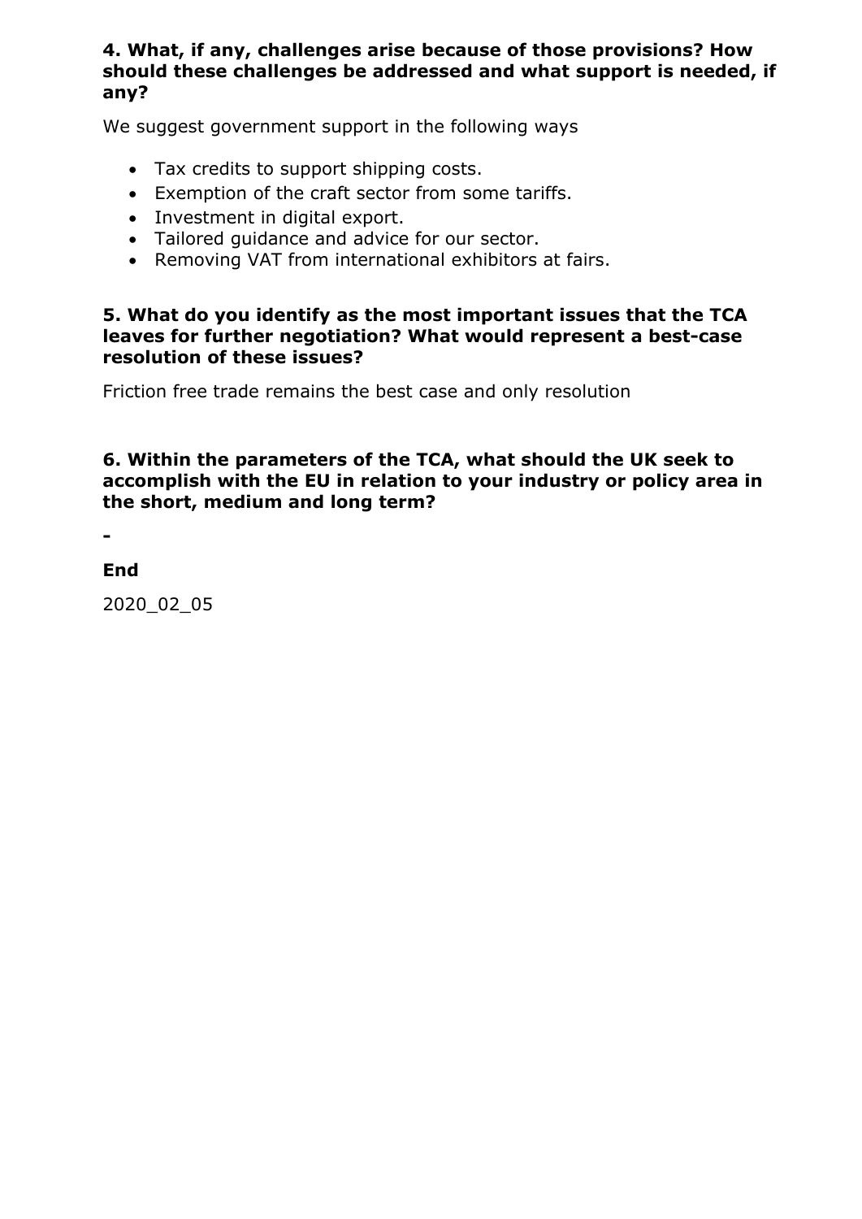**4. What, if any, challenges arise because of those provisions? How should these challenges be addressed and what support is needed, if any?**

We suggest government support in the following ways

- Tax credits to support shipping costs.
- Exemption of the craft sector from some tariffs.
- Investment in digital export.
- Tailored guidance and advice for our sector.
- Removing VAT from international exhibitors at fairs.

**5. What do you identify as the most important issues that the TCA leaves for further negotiation? What would represent a best-case resolution of these issues?**

Friction free trade remains the best case and only resolution

**6. Within the parameters of the TCA, what should the UK seek to accomplish with the EU in relation to your industry or policy area in the short, medium and long term?**

**-**

**End**

2020_02_05